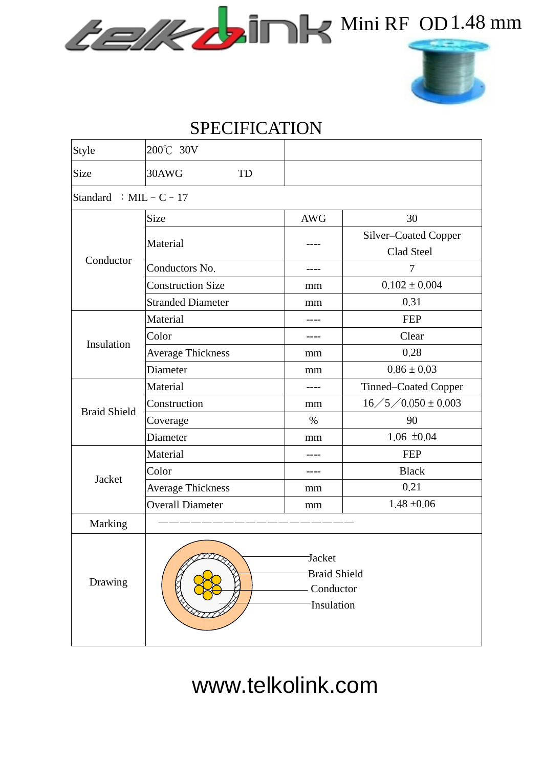Mini RF OD 1.48 mm

# SPECIFICATION

| Style | 200℃ 30V | | |
|---|---|---|---|
| Size | 30AWG TD | | |
| Standard ：MIL－C－17 | | | |
| Conductor | Size | AWG | 30 |
| | Material | ---- | Silver–Coated Copper Clad Steel |
| | Conductors No. | ---- | 7 |
| | Construction Size | mm | 0.102 ± 0.004 |
| | Stranded Diameter | mm | 0.31 |
| Insulation | Material | ---- | FEP |
| | Color | ---- | Clear |
| | Average Thickness | mm | 0.28 |
| | Diameter | mm | 0.86 ± 0.03 |
| Braid Shield | Material | ---- | Tinned–Coated Copper |
| | Construction | mm | 16／5／0.050 ± 0.003 |
| | Coverage | % | 90 |
| | Diameter | mm | 1.06 ±0.04 |
| Jacket | Material | ---- | FEP |
| | Color | ---- | Black |
| | Average Thickness | mm | 0.21 |
| | Overall Diameter | mm | 1.48 ±0.06 |
| Marking | ——————————————————— | | |
| Drawing | Jacket, Braid Shield, Conductor, Insulation | | |

www.telkolink.com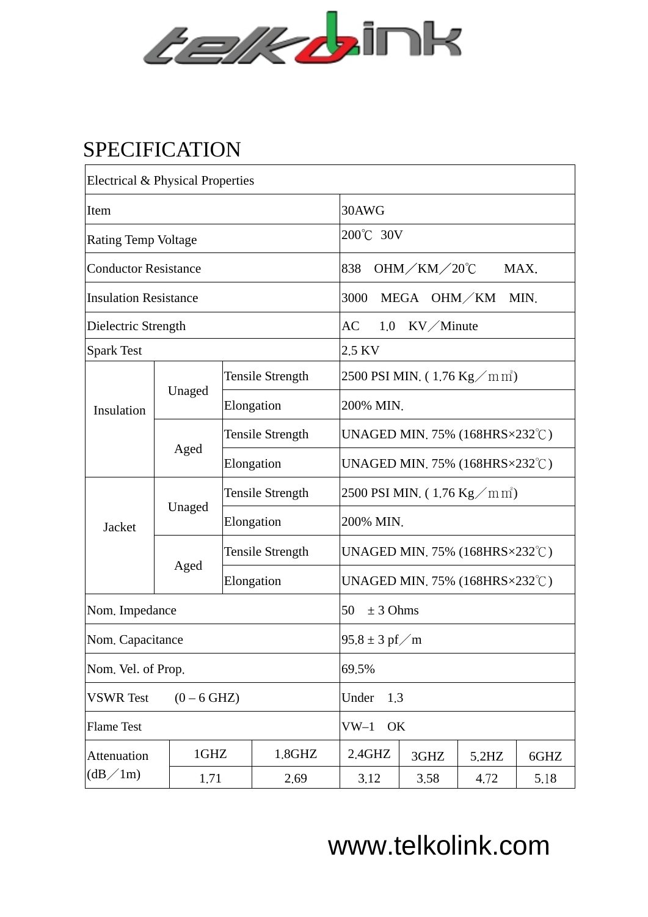# SPECIFICATION

| Electrical & Physical Properties | | | | | | | | |
|---|---|---|---|---|---|---|---|---|
| Item | | | 30AWG | | | | | |
| Rating Temp Voltage | | | 200℃ 30V | | | | | |
| Conductor Resistance | | | 838 OHM／KM／20℃ MAX. | | | | | |
| Insulation Resistance | | | 3000 MEGA OHM／KM MIN. | | | | | |
| Dielectric Strength | | | AC 1.0 KV／Minute | | | | | |
| Spark Test | | | 2.5 KV | | | | | |
| Insulation | Unaged | Tensile Strength | 2500 PSI MIN. ( 1.76 Kg／ｍ㎡) | | | | | |
| | | Elongation | 200% MIN. | | | | | |
| | Aged | Tensile Strength | UNAGED MIN. 75% (168HRS×232℃) | | | | | |
| | | Elongation | UNAGED MIN. 75% (168HRS×232℃) | | | | | |
| Jacket | Unaged | Tensile Strength | 2500 PSI MIN. ( 1.76 Kg／ｍ㎡) | | | | | |
| | | Elongation | 200% MIN. | | | | | |
| | Aged | Tensile Strength | UNAGED MIN. 75% (168HRS×232℃) | | | | | |
| | | Elongation | UNAGED MIN. 75% (168HRS×232℃) | | | | | |
| Nom. Impedance | | | 50 ± 3 Ohms | | | | | |
| Nom. Capacitance | | | 95.8 ± 3 pf／m | | | | | |
| Nom. Vel. of Prop. | | | 69.5% | | | | | |
| VSWR Test (0 – 6 GHZ) | | | Under 1.3 | | | | | |
| Flame Test | | | VW–1 OK | | | | | |
| Attenuation (dB／1m) | 1GHZ | 1.8GHZ | 2.4GHZ | 3GHZ | 5.2HZ | 6GHZ | | |
| | 1.71 | 2.69 | 3.12 | 3.58 | 4.72 | 5.18 | | |

www.telkolink.com